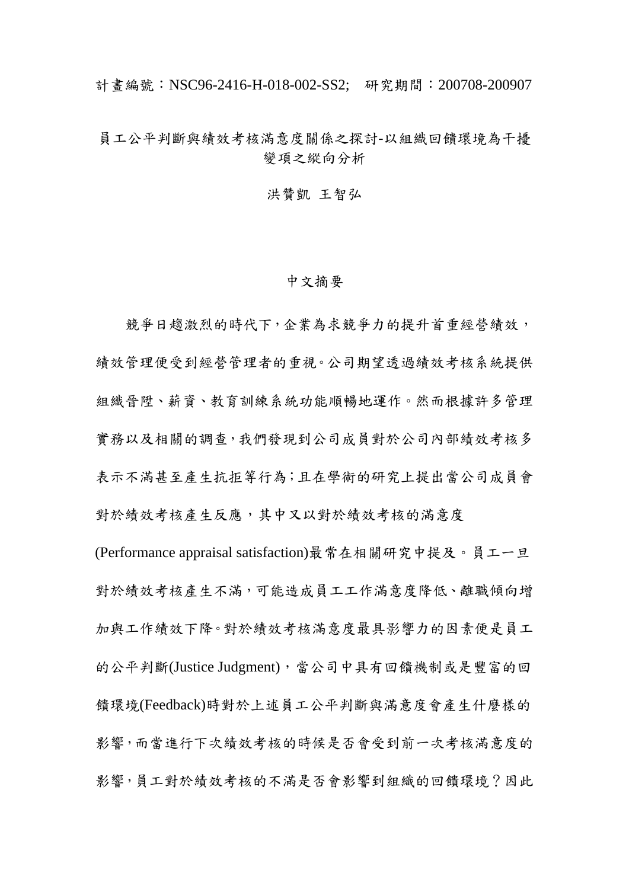計畫編號：NSC96-2416-H-018-002-SS2;　研究期間：200708-200907

# 員工公平判斷與績效考核滿意度關係之探討-以組織回饋環境為干擾變項之縱向分析

洪贊凱 王智弘

## 中文摘要

競爭日趨激烈的時代下，企業為求競爭力的提升首重經營績效，績效管理便受到經營管理者的重視。公司期望透過績效考核系統提供組織晉陞、薪資、教育訓練系統功能順暢地運作。然而根據許多管理實務以及相關的調查，我們發現到公司成員對於公司內部績效考核多表示不滿甚至產生抗拒等行為；且在學術的研究上提出當公司成員會對於績效考核產生反應，其中又以對於績效考核的滿意度(Performance appraisal satisfaction)最常在相關研究中提及。員工一旦對於績效考核產生不滿，可能造成員工工作滿意度降低、離職傾向增加與工作績效下降。對於績效考核滿意度最具影響力的因素便是員工的公平判斷(Justice Judgment)，當公司中具有回饋機制或是豐富的回饋環境(Feedback)時對於上述員工公平判斷與滿意度會產生什麼樣的影響，而當進行下次績效考核的時候是否會受到前一次考核滿意度的影響，員工對於績效考核的不滿是否會影響到組織的回饋環境？因此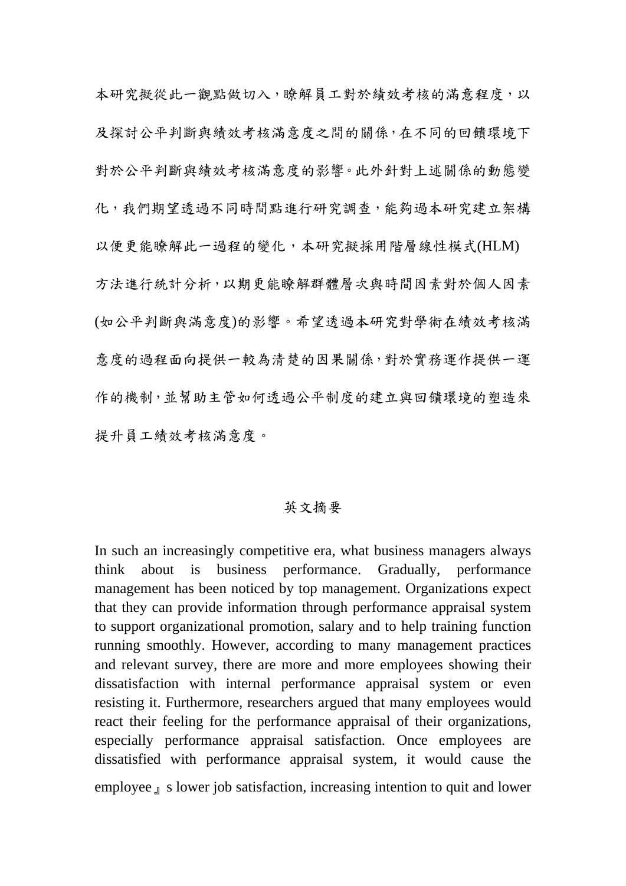本研究擬從此一觀點做切入，瞭解員工對於績效考核的滿意程度，以及探討公平判斷與績效考核滿意度之間的關係，在不同的回饋環境下對於公平判斷與績效考核滿意度的影響。此外針對上述關係的動態變化，我們期望透過不同時間點進行研究調查，能夠過本研究建立架構以便更能瞭解此一過程的變化，本研究擬採用階層線性模式(HLM)方法進行統計分析，以期更能瞭解群體層次與時間因素對於個人因素(如公平判斷與滿意度)的影響。希望透過本研究對學術在績效考核滿意度的過程面向提供一較為清楚的因果關係，對於實務運作提供一運作的機制，並幫助主管如何透過公平制度的建立與回饋環境的塑造來提升員工績效考核滿意度。

## 英文摘要

In such an increasingly competitive era, what business managers always think about is business performance. Gradually, performance management has been noticed by top management. Organizations expect that they can provide information through performance appraisal system to support organizational promotion, salary and to help training function running smoothly. However, according to many management practices and relevant survey, there are more and more employees showing their dissatisfaction with internal performance appraisal system or even resisting it. Furthermore, researchers argued that many employees would react their feeling for the performance appraisal of their organizations, especially performance appraisal satisfaction. Once employees are dissatisfied with performance appraisal system, it would cause the employee』s lower job satisfaction, increasing intention to quit and lower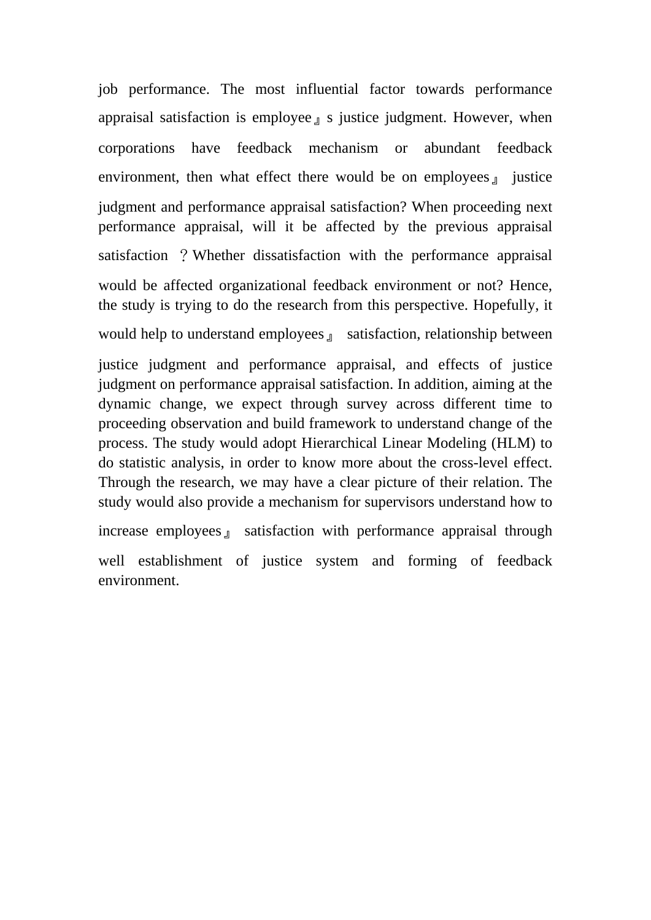job performance. The most influential factor towards performance appraisal satisfaction is employee』s justice judgment. However, when corporations have feedback mechanism or abundant feedback environment, then what effect there would be on employees』 justice judgment and performance appraisal satisfaction? When proceeding next performance appraisal, will it be affected by the previous appraisal satisfaction ？Whether dissatisfaction with the performance appraisal would be affected organizational feedback environment or not? Hence, the study is trying to do the research from this perspective. Hopefully, it would help to understand employees』 satisfaction, relationship between justice judgment and performance appraisal, and effects of justice judgment on performance appraisal satisfaction. In addition, aiming at the dynamic change, we expect through survey across different time to proceeding observation and build framework to understand change of the process. The study would adopt Hierarchical Linear Modeling (HLM) to do statistic analysis, in order to know more about the cross-level effect. Through the research, we may have a clear picture of their relation. The study would also provide a mechanism for supervisors understand how to increase employees』 satisfaction with performance appraisal through well establishment of justice system and forming of feedback environment.